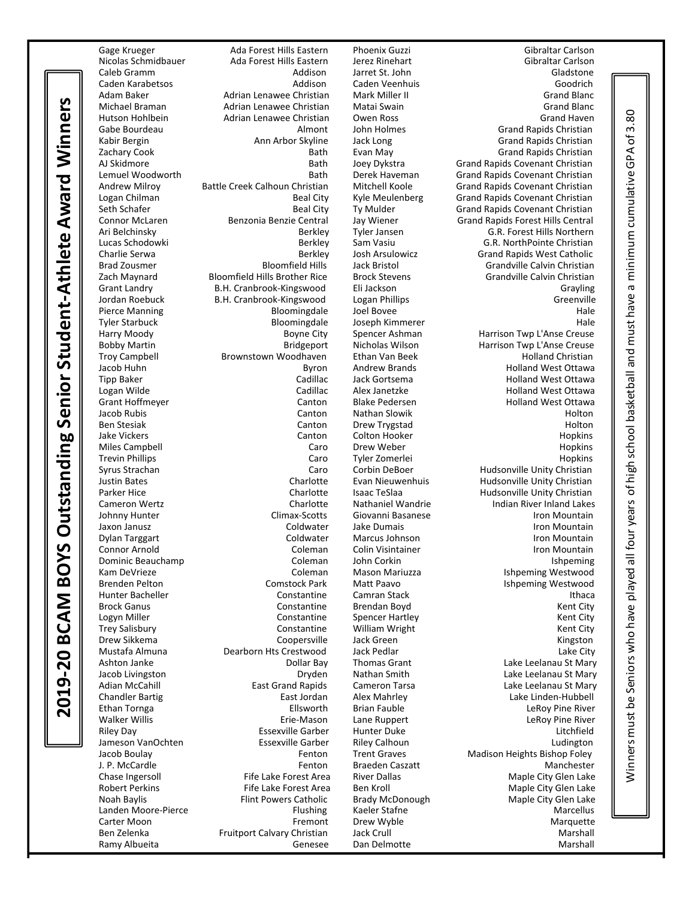# 2019-20 BCAM BOYS Outstanding Senior Student-Athlete Award Winners

Winners must be Seniors who have played all four years of high school basketball and must have a minimum cumulative GPA of 3.80

| Name | School |
|---|---|
| Gage Krueger | Ada Forest Hills Eastern |
| Nicolas Schmidbauer | Ada Forest Hills Eastern |
| Caleb Gramm | Addison |
| Caden Karabetsos | Addison |
| Adam Baker | Adrian Lenawee Christian |
| Michael Braman | Adrian Lenawee Christian |
| Hutson Hohlbein | Adrian Lenawee Christian |
| Gabe Bourdeau | Almont |
| Kabir Bergin | Ann Arbor Skyline |
| Zachary Cook | Bath |
| AJ Skidmore | Bath |
| Lemuel Woodworth | Bath |
| Andrew Milroy | Battle Creek Calhoun Christian |
| Logan Chilman | Beal City |
| Seth Schafer | Beal City |
| Connor McLaren | Benzonia Benzie Central |
| Ari Belchinsky | Berkley |
| Lucas Schodowki | Berkley |
| Charlie Serwa | Berkley |
| Brad Zousmer | Bloomfield Hills |
| Zach Maynard | Bloomfield Hills Brother Rice |
| Grant Landry | B.H. Cranbrook-Kingswood |
| Jordan Roebuck | B.H. Cranbrook-Kingswood |
| Pierce Manning | Bloomingdale |
| Tyler Starbuck | Bloomingdale |
| Harry Moody | Boyne City |
| Bobby Martin | Bridgeport |
| Troy Campbell | Brownstown Woodhaven |
| Jacob Huhn | Byron |
| Tipp Baker | Cadillac |
| Logan Wilde | Cadillac |
| Grant Hoffmeyer | Canton |
| Jacob Rubis | Canton |
| Ben Stesiak | Canton |
| Jake Vickers | Canton |
| Miles Campbell | Caro |
| Trevin Phillips | Caro |
| Syrus Strachan | Caro |
| Justin Bates | Charlotte |
| Parker Hice | Charlotte |
| Cameron Wertz | Charlotte |
| Johnny Hunter | Climax-Scotts |
| Jaxon Janusz | Coldwater |
| Dylan Targgart | Coldwater |
| Connor Arnold | Coleman |
| Dominic Beauchamp | Coleman |
| Kam DeVrieze | Coleman |
| Brenden Pelton | Comstock Park |
| Hunter Bacheller | Constantine |
| Brock Ganus | Constantine |
| Logyn Miller | Constantine |
| Trey Salisbury | Constantine |
| Drew Sikkema | Coopersville |
| Mustafa Almuna | Dearborn Hts Crestwood |
| Ashton Janke | Dollar Bay |
| Jacob Livingston | Dryden |
| Adian McCahill | East Grand Rapids |
| Chandler Bartig | East Jordan |
| Ethan Tornga | Ellsworth |
| Walker Willis | Erie-Mason |
| Riley Day | Essexville Garber |
| Jameson VanOchten | Essexville Garber |
| Jacob Boulay | Fenton |
| J. P. McCardle | Fenton |
| Chase Ingersoll | Fife Lake Forest Area |
| Robert Perkins | Fife Lake Forest Area |
| Noah Baylis | Flint Powers Catholic |
| Landen Moore-Pierce | Flushing |
| Carter Moon | Fremont |
| Ben Zelenka | Fruitport Calvary Christian |
| Ramy Albueita | Genesee |
| Phoenix Guzzi | Gibraltar Carlson |
| Jerez Rinehart | Gibraltar Carlson |
| Jarret St. John | Gladstone |
| Caden Veenhuis | Goodrich |
| Mark Miller II | Grand Blanc |
| Matai Swain | Grand Blanc |
| Owen Ross | Grand Haven |
| John Holmes | Grand Rapids Christian |
| Jack Long | Grand Rapids Christian |
| Evan May | Grand Rapids Christian |
| Joey Dykstra | Grand Rapids Covenant Christian |
| Derek Haveman | Grand Rapids Covenant Christian |
| Mitchell Koole | Grand Rapids Covenant Christian |
| Kyle Meulenberg | Grand Rapids Covenant Christian |
| Ty Mulder | Grand Rapids Covenant Christian |
| Jay Wiener | Grand Rapids Forest Hills Central |
| Tyler Jansen | G.R. Forest Hills Northern |
| Sam Vasiu | G.R. NorthPointe Christian |
| Josh Arsulowicz | Grand Rapids West Catholic |
| Jack Bristol | Grandville Calvin Christian |
| Brock Stevens | Grandville Calvin Christian |
| Eli Jackson | Grayling |
| Logan Phillips | Greenville |
| Joel Bovee | Hale |
| Joseph Kimmerer | Hale |
| Spencer Ashman | Harrison Twp L'Anse Creuse |
| Nicholas Wilson | Harrison Twp L'Anse Creuse |
| Ethan Van Beek | Holland Christian |
| Andrew Brands | Holland West Ottawa |
| Jack Gortsema | Holland West Ottawa |
| Alex Janetzke | Holland West Ottawa |
| Blake Pedersen | Holland West Ottawa |
| Nathan Slowik | Holton |
| Drew Trygstad | Holton |
| Colton Hooker | Hopkins |
| Drew Weber | Hopkins |
| Tyler Zomerlei | Hopkins |
| Corbin DeBoer | Hudsonville Unity Christian |
| Evan Nieuwenhuis | Hudsonville Unity Christian |
| Isaac TeSlaa | Hudsonville Unity Christian |
| Nathaniel Wandrie | Indian River Inland Lakes |
| Giovanni Basanese | Iron Mountain |
| Jake Dumais | Iron Mountain |
| Marcus Johnson | Iron Mountain |
| Colin Visintainer | Iron Mountain |
| John Corkin | Ishpeming |
| Mason Mariuzza | Ishpeming Westwood |
| Matt Paavo | Ishpeming Westwood |
| Camran Stack | Ithaca |
| Brendan Boyd | Kent City |
| Spencer Hartley | Kent City |
| William Wright | Kent City |
| Jack Green | Kingston |
| Jack Pedlar | Lake City |
| Thomas Grant | Lake Leelanau St Mary |
| Nathan Smith | Lake Leelanau St Mary |
| Cameron Tarsa | Lake Leelanau St Mary |
| Alex Mahrley | Lake Linden-Hubbell |
| Brian Fauble | LeRoy Pine River |
| Lane Ruppert | LeRoy Pine River |
| Hunter Duke | Litchfield |
| Riley Calhoun | Ludington |
| Trent Graves | Madison Heights Bishop Foley |
| Braeden Caszatt | Manchester |
| River Dallas | Maple City Glen Lake |
| Ben Kroll | Maple City Glen Lake |
| Brady McDonough | Maple City Glen Lake |
| Kaeler Stafne | Marcellus |
| Drew Wyble | Marquette |
| Jack Crull | Marshall |
| Dan Delmotte | Marshall |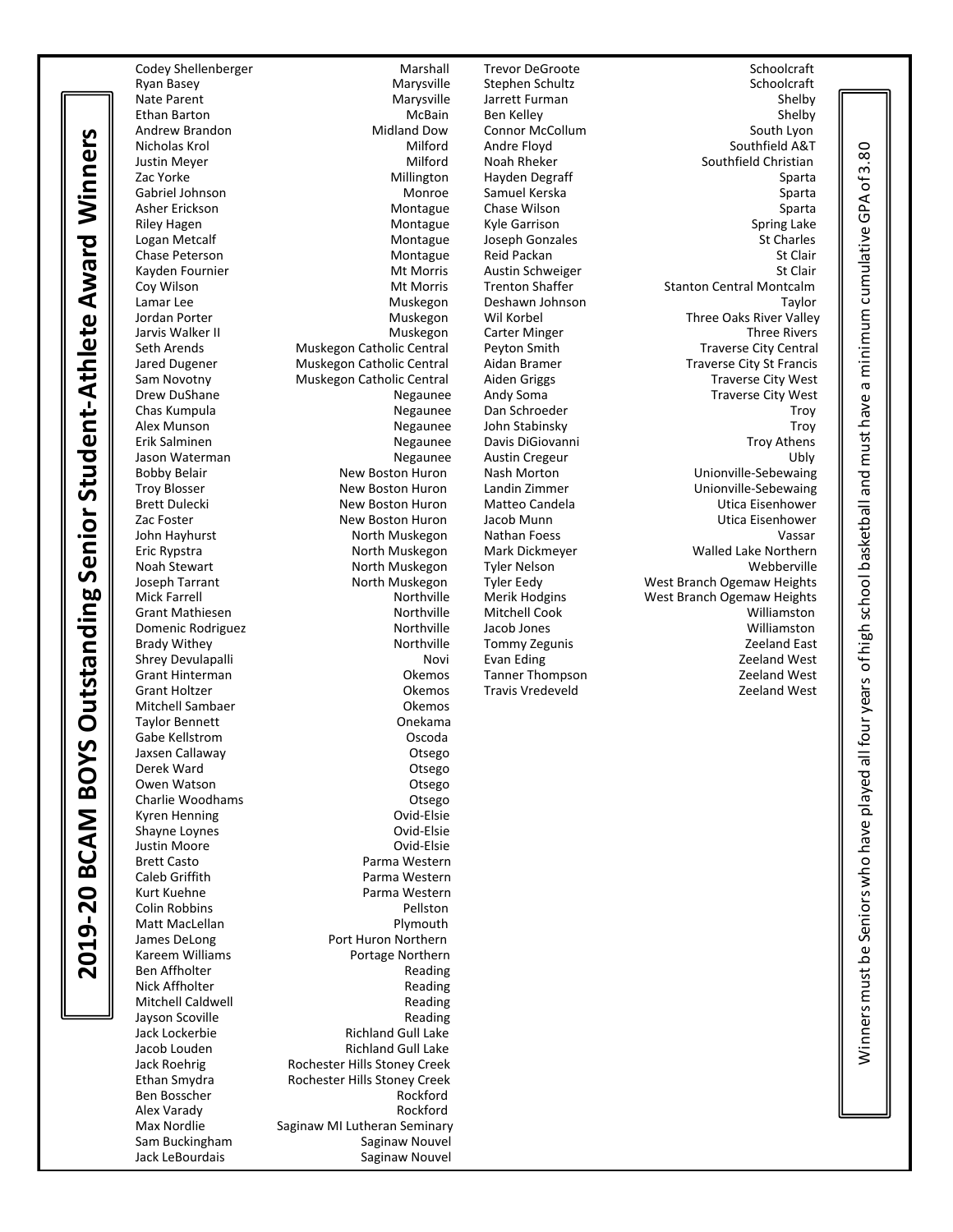# 2019-20 BCAM BOYS Outstanding Senior Student-Athlete Award Winners

| | |
|---|---|
| Codey Shellenberger | Marshall |
| Ryan Basey | Marysville |
| Nate Parent | Marysville |
| Ethan Barton | McBain |
| Andrew Brandon | Midland Dow |
| Nicholas Krol | Milford |
| Justin Meyer | Milford |
| Zac Yorke | Millington |
| Gabriel Johnson | Monroe |
| Asher Erickson | Montague |
| Riley Hagen | Montague |
| Logan Metcalf | Montague |
| Chase Peterson | Montague |
| Kayden Fournier | Mt Morris |
| Coy Wilson | Mt Morris |
| Lamar Lee | Muskegon |
| Jordan Porter | Muskegon |
| Jarvis Walker II | Muskegon |
| Seth Arends | Muskegon Catholic Central |
| Jared Dugener | Muskegon Catholic Central |
| Sam Novotny | Muskegon Catholic Central |
| Drew DuShane | Negaunee |
| Chas Kumpula | Negaunee |
| Alex Munson | Negaunee |
| Erik Salminen | Negaunee |
| Jason Waterman | Negaunee |
| Bobby Belair | New Boston Huron |
| Troy Blosser | New Boston Huron |
| Brett Dulecki | New Boston Huron |
| Zac Foster | New Boston Huron |
| John Hayhurst | North Muskegon |
| Eric Rypstra | North Muskegon |
| Noah Stewart | North Muskegon |
| Joseph Tarrant | North Muskegon |
| Mick Farrell | Northville |
| Grant Mathiesen | Northville |
| Domenic Rodriguez | Northville |
| Brady Withey | Northville |
| Shrey Devulapalli | Novi |
| Grant Hinterman | Okemos |
| Grant Holtzer | Okemos |
| Mitchell Sambaer | Okemos |
| Taylor Bennett | Onekama |
| Gabe Kellstrom | Oscoda |
| Jaxsen Callaway | Otsego |
| Derek Ward | Otsego |
| Owen Watson | Otsego |
| Charlie Woodhams | Otsego |
| Kyren Henning | Ovid-Elsie |
| Shayne Loynes | Ovid-Elsie |
| Justin Moore | Ovid-Elsie |
| Brett Casto | Parma Western |
| Caleb Griffith | Parma Western |
| Kurt Kuehne | Parma Western |
| Colin Robbins | Pellston |
| Matt MacLellan | Plymouth |
| James DeLong | Port Huron Northern |
| Kareem Williams | Portage Northern |
| Ben Affholter | Reading |
| Nick Affholter | Reading |
| Mitchell Caldwell | Reading |
| Jayson Scoville | Reading |
| Jack Lockerbie | Richland Gull Lake |
| Jacob Louden | Richland Gull Lake |
| Jack Roehrig | Rochester Hills Stoney Creek |
| Ethan Smydra | Rochester Hills Stoney Creek |
| Ben Bosscher | Rockford |
| Alex Varady | Rockford |
| Max Nordlie | Saginaw MI Lutheran Seminary |
| Sam Buckingham | Saginaw Nouvel |
| Jack LeBourdais | Saginaw Nouvel |
| Trevor DeGroote | Schoolcraft |
| Stephen Schultz | Schoolcraft |
| Jarrett Furman | Shelby |
| Ben Kelley | Shelby |
| Connor McCollum | South Lyon |
| Andre Floyd | Southfield A&T |
| Noah Rheker | Southfield Christian |
| Hayden Degraff | Sparta |
| Samuel Kerska | Sparta |
| Chase Wilson | Sparta |
| Kyle Garrison | Spring Lake |
| Joseph Gonzales | St Charles |
| Reid Packan | St Clair |
| Austin Schweiger | St Clair |
| Trenton Shaffer | Stanton Central Montcalm |
| Deshawn Johnson | Taylor |
| Wil Korbel | Three Oaks River Valley |
| Carter Minger | Three Rivers |
| Peyton Smith | Traverse City Central |
| Aidan Bramer | Traverse City St Francis |
| Aiden Griggs | Traverse City West |
| Andy Soma | Traverse City West |
| Dan Schroeder | Troy |
| John Stabinsky | Troy |
| Davis DiGiovanni | Troy Athens |
| Austin Cregeur | Ubly |
| Nash Morton | Unionville-Sebewaing |
| Landin Zimmer | Unionville-Sebewaing |
| Matteo Candela | Utica Eisenhower |
| Jacob Munn | Utica Eisenhower |
| Nathan Foess | Vassar |
| Mark Dickmeyer | Walled Lake Northern |
| Tyler Nelson | Webberville |
| Tyler Eedy | West Branch Ogemaw Heights |
| Merik Hodgins | West Branch Ogemaw Heights |
| Mitchell Cook | Williamston |
| Jacob Jones | Williamston |
| Tommy Zegunis | Zeeland East |
| Evan Eding | Zeeland West |
| Tanner Thompson | Zeeland West |
| Travis Vredeveld | Zeeland West |

Winners must be Seniors who have played all four years of high school basketball and must have a minimum cumulative GPA of 3.80